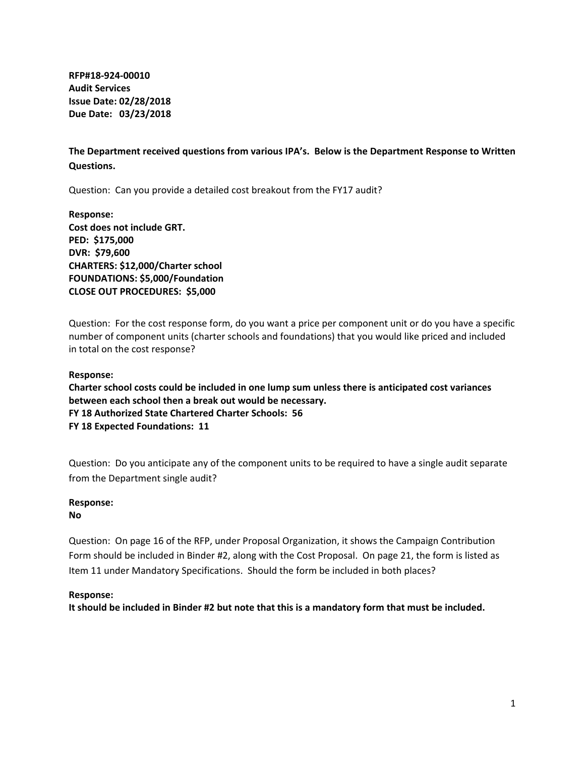**RFP#18-924-00010**
**Audit Services**
**Issue Date: 02/28/2018**
**Due Date: 03/23/2018**

**The Department received questions from various IPA's. Below is the Department Response to Written Questions.**

Question: Can you provide a detailed cost breakout from the FY17 audit?

**Response:**
**Cost does not include GRT.**
**PED: $175,000**
**DVR: $79,600**
**CHARTERS: $12,000/Charter school**
**FOUNDATIONS: $5,000/Foundation**
**CLOSE OUT PROCEDURES: $5,000**

Question: For the cost response form, do you want a price per component unit or do you have a specific number of component units (charter schools and foundations) that you would like priced and included in total on the cost response?

**Response:**
**Charter school costs could be included in one lump sum unless there is anticipated cost variances between each school then a break out would be necessary.**
**FY 18 Authorized State Chartered Charter Schools: 56**
**FY 18 Expected Foundations: 11**

Question: Do you anticipate any of the component units to be required to have a single audit separate from the Department single audit?

**Response:**
**No**

Question: On page 16 of the RFP, under Proposal Organization, it shows the Campaign Contribution Form should be included in Binder #2, along with the Cost Proposal. On page 21, the form is listed as Item 11 under Mandatory Specifications. Should the form be included in both places?

**Response:**
**It should be included in Binder #2 but note that this is a mandatory form that must be included.**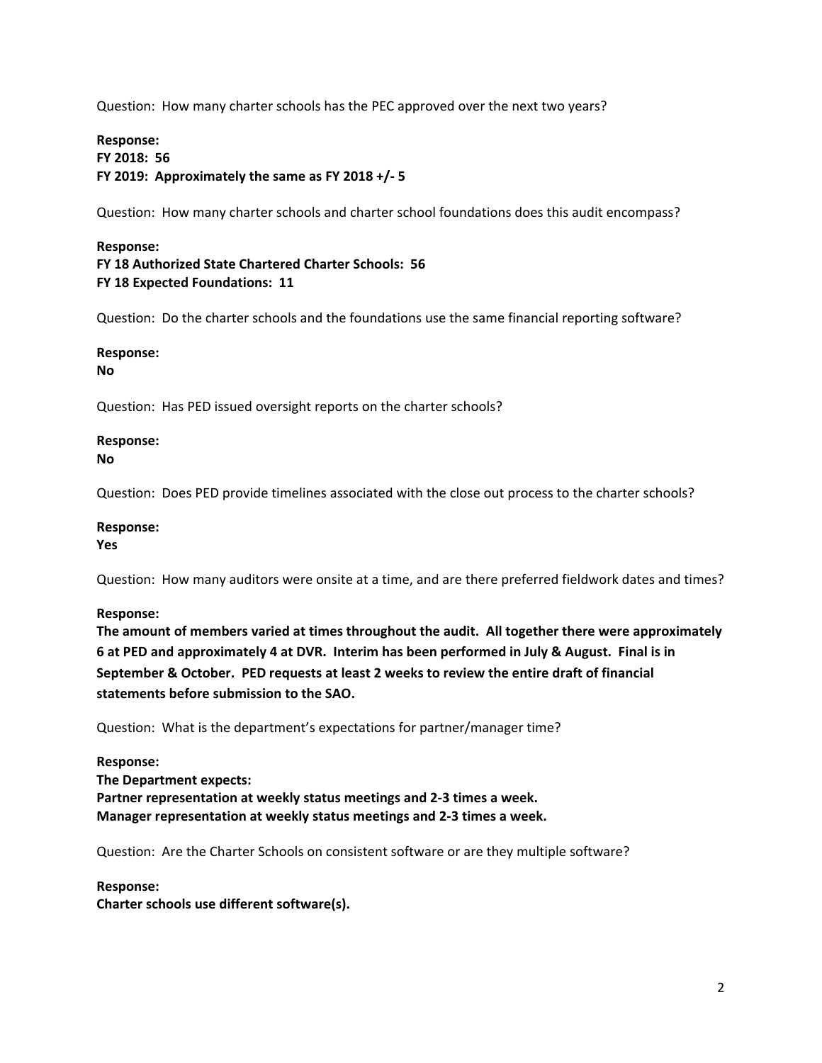Question: How many charter schools has the PEC approved over the next two years?

**Response:**
**FY 2018: 56**
**FY 2019: Approximately the same as FY 2018 +/- 5**

Question: How many charter schools and charter school foundations does this audit encompass?

**Response:**
**FY 18 Authorized State Chartered Charter Schools: 56**
**FY 18 Expected Foundations: 11**

Question: Do the charter schools and the foundations use the same financial reporting software?

**Response:**
**No**

Question: Has PED issued oversight reports on the charter schools?

**Response:**
**No**

Question: Does PED provide timelines associated with the close out process to the charter schools?

**Response:**
**Yes**

Question: How many auditors were onsite at a time, and are there preferred fieldwork dates and times?

**Response:**
**The amount of members varied at times throughout the audit. All together there were approximately 6 at PED and approximately 4 at DVR. Interim has been performed in July & August. Final is in September & October. PED requests at least 2 weeks to review the entire draft of financial statements before submission to the SAO.**

Question: What is the department's expectations for partner/manager time?

**Response:**
**The Department expects:**
**Partner representation at weekly status meetings and 2-3 times a week.**
**Manager representation at weekly status meetings and 2-3 times a week.**

Question: Are the Charter Schools on consistent software or are they multiple software?

**Response:**
**Charter schools use different software(s).**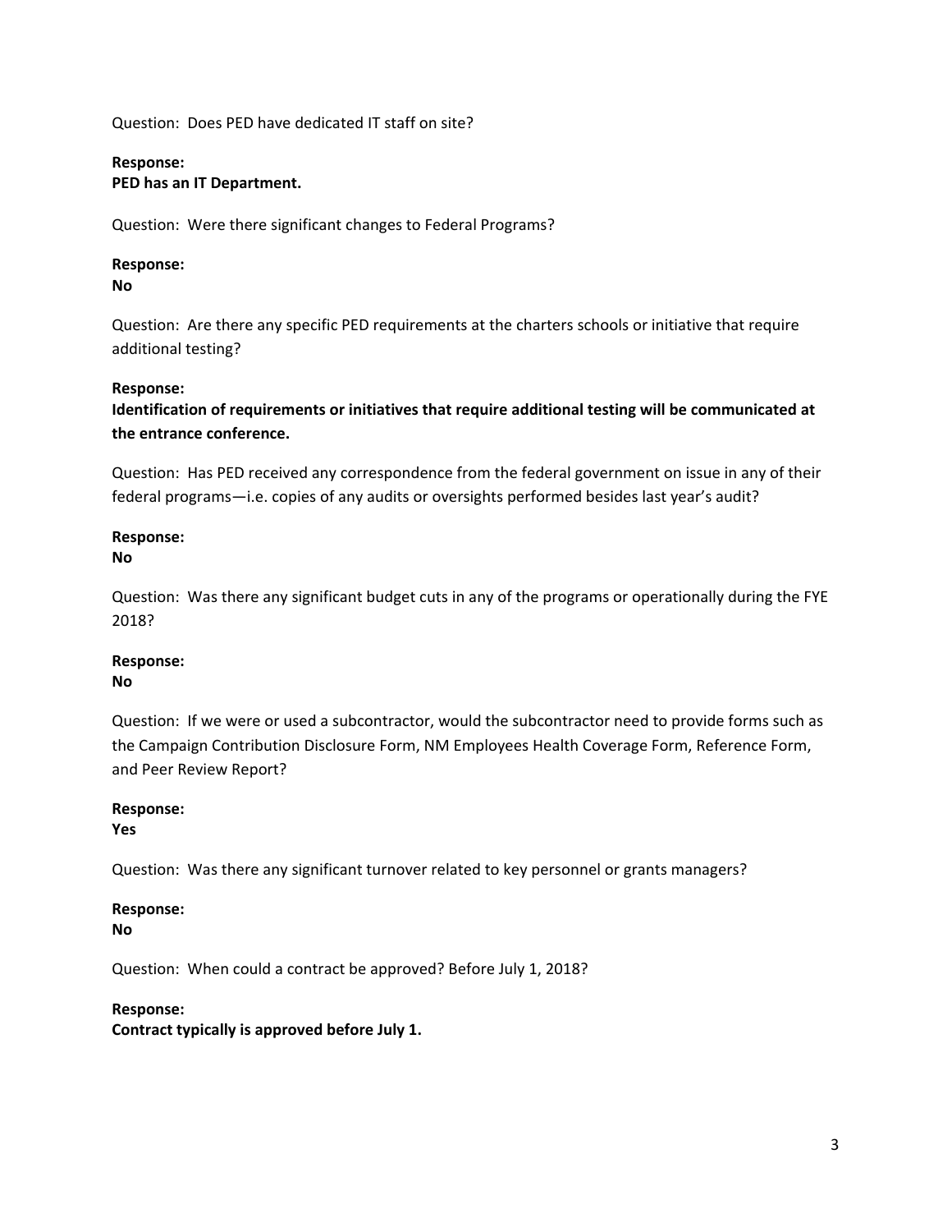Question: Does PED have dedicated IT staff on site?

**Response:**
**PED has an IT Department.**

Question: Were there significant changes to Federal Programs?

**Response:**
**No**

Question: Are there any specific PED requirements at the charters schools or initiative that require additional testing?

**Response:**
**Identification of requirements or initiatives that require additional testing will be communicated at the entrance conference.**

Question: Has PED received any correspondence from the federal government on issue in any of their federal programs—i.e. copies of any audits or oversights performed besides last year's audit?

**Response:**
**No**

Question: Was there any significant budget cuts in any of the programs or operationally during the FYE 2018?

**Response:**
**No**

Question: If we were or used a subcontractor, would the subcontractor need to provide forms such as the Campaign Contribution Disclosure Form, NM Employees Health Coverage Form, Reference Form, and Peer Review Report?

**Response:**
**Yes**

Question: Was there any significant turnover related to key personnel or grants managers?

**Response:**
**No**

Question: When could a contract be approved? Before July 1, 2018?

**Response:**
**Contract typically is approved before July 1.**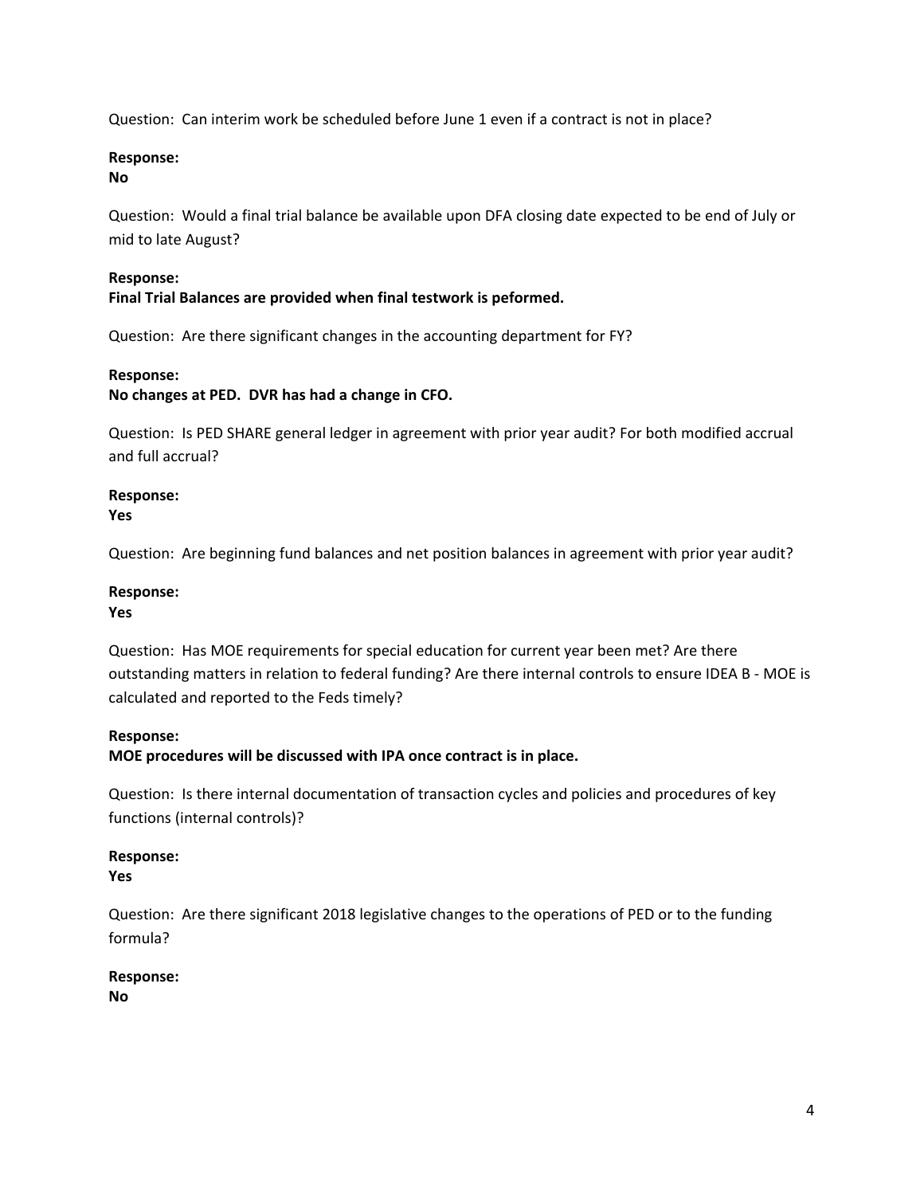Question: Can interim work be scheduled before June 1 even if a contract is not in place?

**Response:**
**No**

Question: Would a final trial balance be available upon DFA closing date expected to be end of July or mid to late August?

**Response:**
**Final Trial Balances are provided when final testwork is peformed.**

Question: Are there significant changes in the accounting department for FY?

**Response:**
**No changes at PED. DVR has had a change in CFO.**

Question: Is PED SHARE general ledger in agreement with prior year audit? For both modified accrual and full accrual?

**Response:**
**Yes**

Question: Are beginning fund balances and net position balances in agreement with prior year audit?

**Response:**
**Yes**

Question: Has MOE requirements for special education for current year been met? Are there outstanding matters in relation to federal funding? Are there internal controls to ensure IDEA B - MOE is calculated and reported to the Feds timely?

**Response:**
**MOE procedures will be discussed with IPA once contract is in place.**

Question: Is there internal documentation of transaction cycles and policies and procedures of key functions (internal controls)?

**Response:**
**Yes**

Question: Are there significant 2018 legislative changes to the operations of PED or to the funding formula?

**Response:**
**No**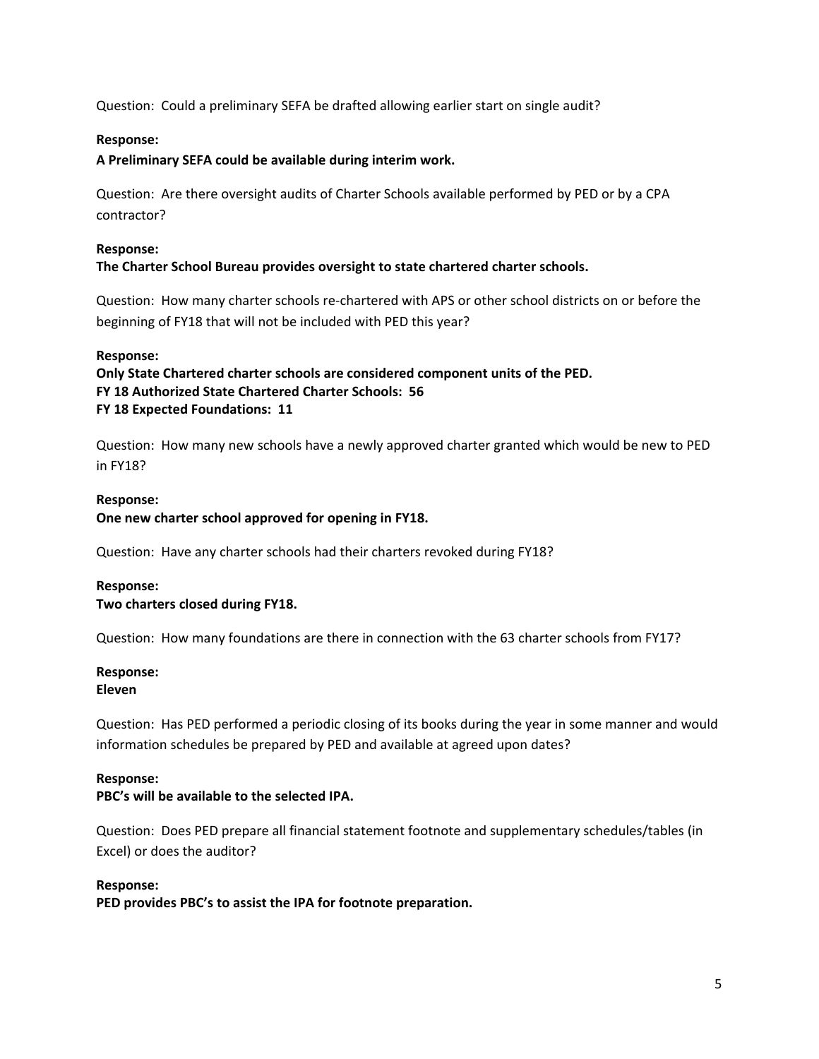Question: Could a preliminary SEFA be drafted allowing earlier start on single audit?

**Response:**
**A Preliminary SEFA could be available during interim work.**

Question: Are there oversight audits of Charter Schools available performed by PED or by a CPA contractor?

**Response:**
**The Charter School Bureau provides oversight to state chartered charter schools.**

Question: How many charter schools re-chartered with APS or other school districts on or before the beginning of FY18 that will not be included with PED this year?

**Response:**
**Only State Chartered charter schools are considered component units of the PED.**
**FY 18 Authorized State Chartered Charter Schools: 56**
**FY 18 Expected Foundations: 11**

Question: How many new schools have a newly approved charter granted which would be new to PED in FY18?

**Response:**
**One new charter school approved for opening in FY18.**

Question: Have any charter schools had their charters revoked during FY18?

**Response:**
**Two charters closed during FY18.**

Question: How many foundations are there in connection with the 63 charter schools from FY17?

**Response:**
**Eleven**

Question: Has PED performed a periodic closing of its books during the year in some manner and would information schedules be prepared by PED and available at agreed upon dates?

**Response:**
**PBC's will be available to the selected IPA.**

Question: Does PED prepare all financial statement footnote and supplementary schedules/tables (in Excel) or does the auditor?

**Response:**
**PED provides PBC's to assist the IPA for footnote preparation.**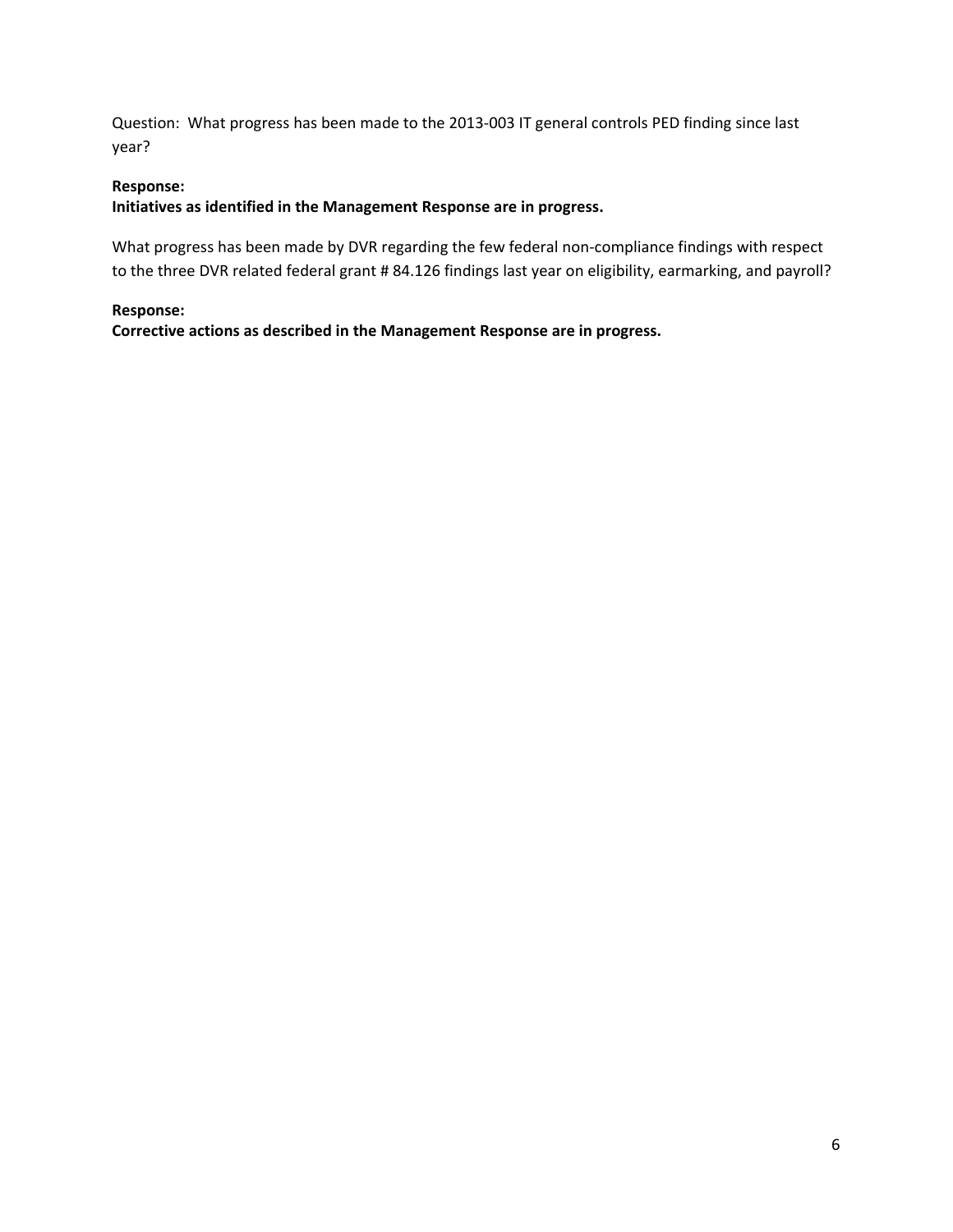Question: What progress has been made to the 2013-003 IT general controls PED finding since last year?

**Response:**
**Initiatives as identified in the Management Response are in progress.**

What progress has been made by DVR regarding the few federal non-compliance findings with respect to the three DVR related federal grant # 84.126 findings last year on eligibility, earmarking, and payroll?

**Response:**
**Corrective actions as described in the Management Response are in progress.**